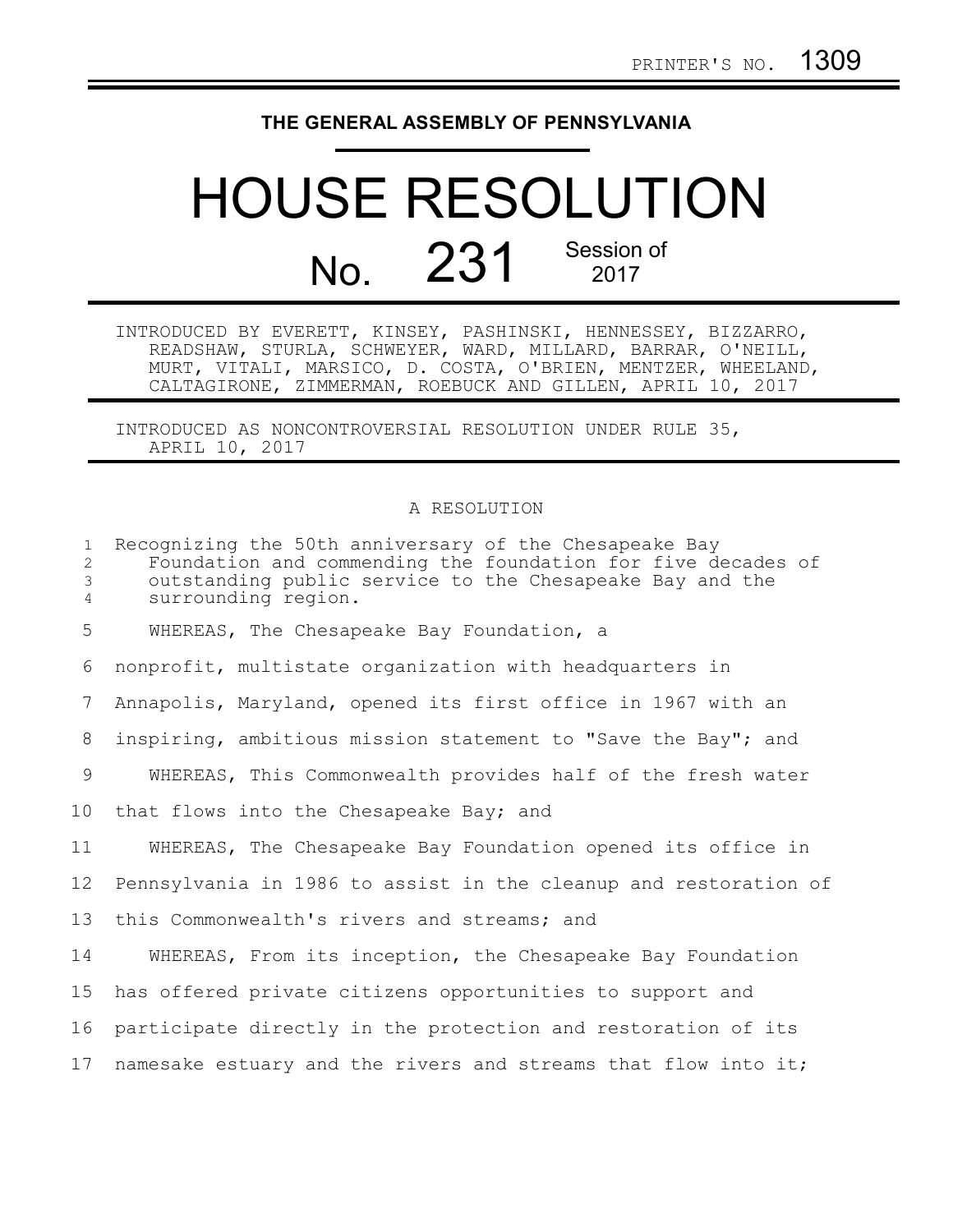PRINTER'S NO. 1309

# THE GENERAL ASSEMBLY OF PENNSYLVANIA

# HOUSE RESOLUTION

## No. 231 Session of 2017

INTRODUCED BY EVERETT, KINSEY, PASHINSKI, HENNESSEY, BIZZARRO, READSHAW, STURLA, SCHWEYER, WARD, MILLARD, BARRAR, O'NEILL, MURT, VITALI, MARSICO, D. COSTA, O'BRIEN, MENTZER, WHEELAND, CALTAGIRONE, ZIMMERMAN, ROEBUCK AND GILLEN, APRIL 10, 2017

INTRODUCED AS NONCONTROVERSIAL RESOLUTION UNDER RULE 35, APRIL 10, 2017

A RESOLUTION

Recognizing the 50th anniversary of the Chesapeake Bay Foundation and commending the foundation for five decades of outstanding public service to the Chesapeake Bay and the surrounding region.

WHEREAS, The Chesapeake Bay Foundation, a nonprofit, multistate organization with headquarters in Annapolis, Maryland, opened its first office in 1967 with an inspiring, ambitious mission statement to "Save the Bay"; and

WHEREAS, This Commonwealth provides half of the fresh water that flows into the Chesapeake Bay; and

WHEREAS, The Chesapeake Bay Foundation opened its office in Pennsylvania in 1986 to assist in the cleanup and restoration of this Commonwealth's rivers and streams; and

WHEREAS, From its inception, the Chesapeake Bay Foundation has offered private citizens opportunities to support and participate directly in the protection and restoration of its namesake estuary and the rivers and streams that flow into it;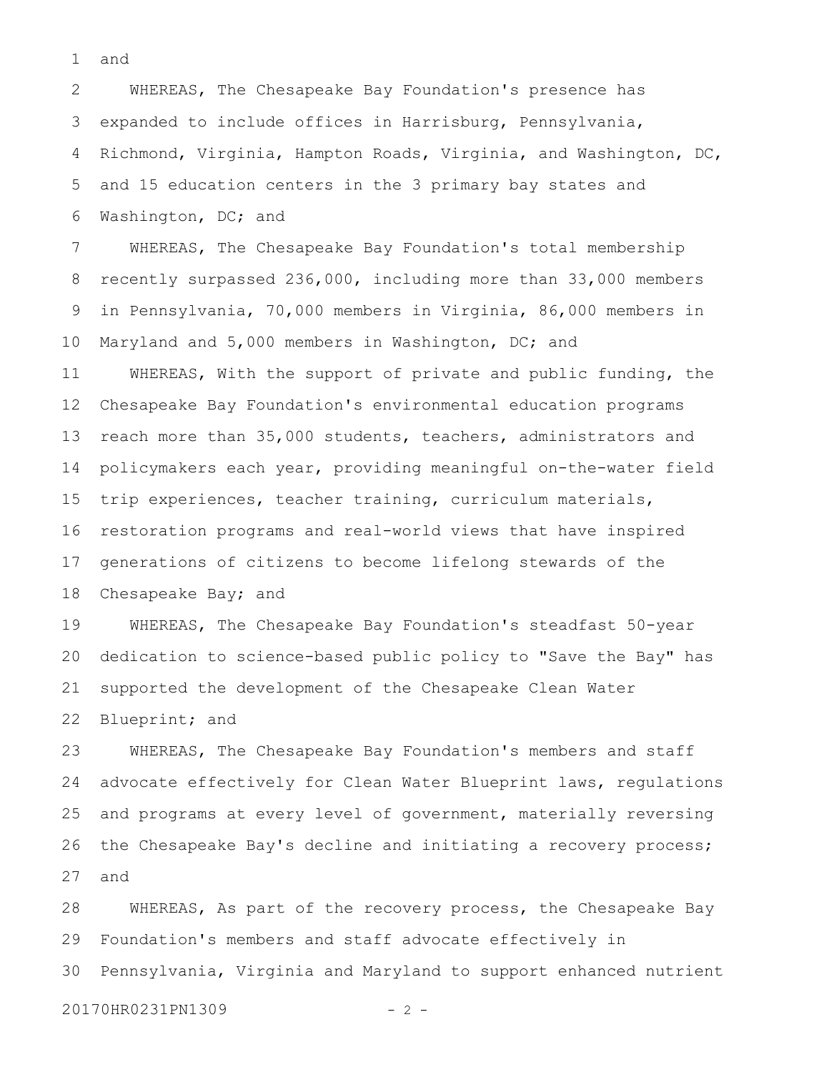and

WHEREAS, The Chesapeake Bay Foundation's presence has expanded to include offices in Harrisburg, Pennsylvania, Richmond, Virginia, Hampton Roads, Virginia, and Washington, DC, and 15 education centers in the 3 primary bay states and Washington, DC; and

WHEREAS, The Chesapeake Bay Foundation's total membership recently surpassed 236,000, including more than 33,000 members in Pennsylvania, 70,000 members in Virginia, 86,000 members in Maryland and 5,000 members in Washington, DC; and

WHEREAS, With the support of private and public funding, the Chesapeake Bay Foundation's environmental education programs reach more than 35,000 students, teachers, administrators and policymakers each year, providing meaningful on-the-water field trip experiences, teacher training, curriculum materials, restoration programs and real-world views that have inspired generations of citizens to become lifelong stewards of the Chesapeake Bay; and

WHEREAS, The Chesapeake Bay Foundation's steadfast 50-year dedication to science-based public policy to "Save the Bay" has supported the development of the Chesapeake Clean Water Blueprint; and

WHEREAS, The Chesapeake Bay Foundation's members and staff advocate effectively for Clean Water Blueprint laws, regulations and programs at every level of government, materially reversing the Chesapeake Bay's decline and initiating a recovery process; and

WHEREAS, As part of the recovery process, the Chesapeake Bay Foundation's members and staff advocate effectively in Pennsylvania, Virginia and Maryland to support enhanced nutrient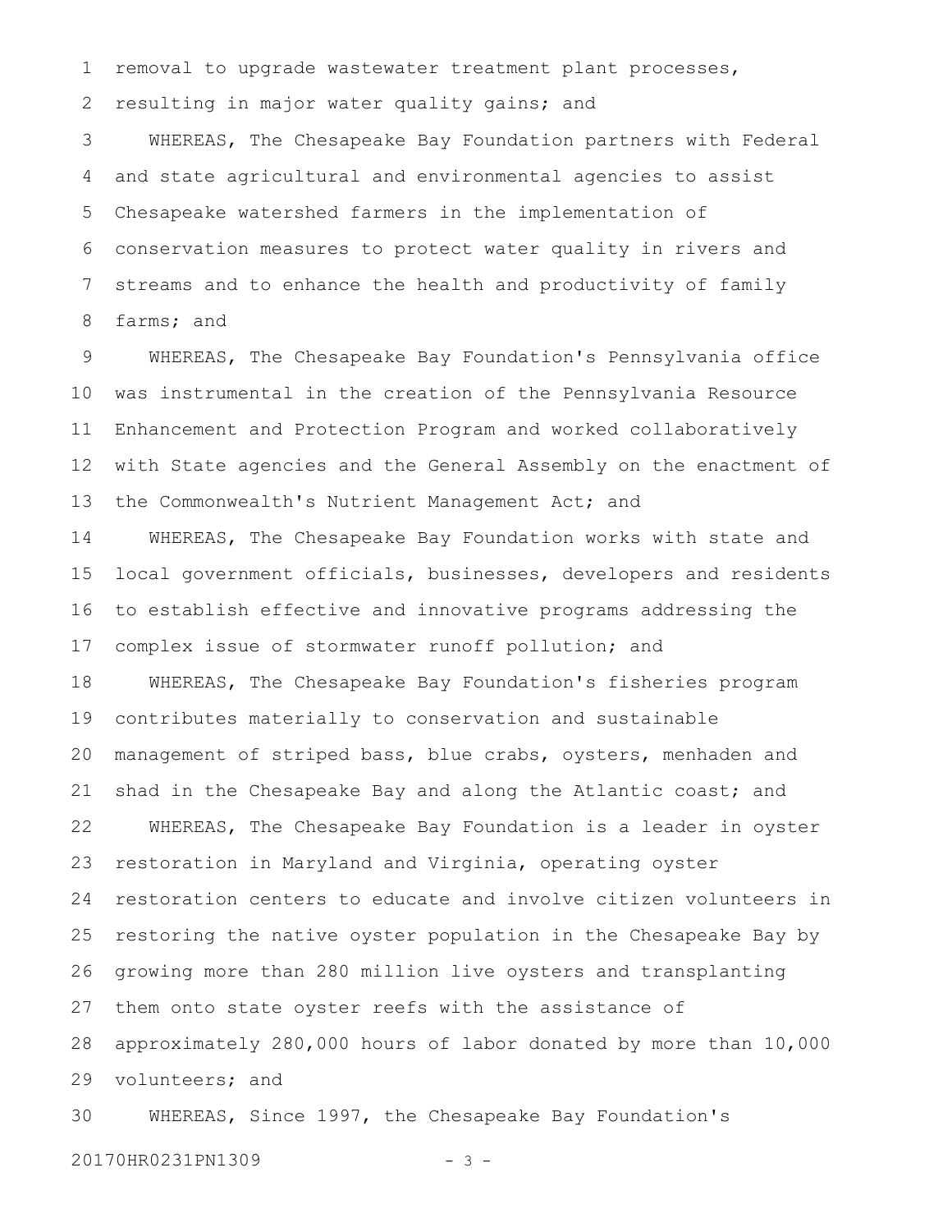removal to upgrade wastewater treatment plant processes, resulting in major water quality gains; and

WHEREAS, The Chesapeake Bay Foundation partners with Federal and state agricultural and environmental agencies to assist Chesapeake watershed farmers in the implementation of conservation measures to protect water quality in rivers and streams and to enhance the health and productivity of family farms; and

WHEREAS, The Chesapeake Bay Foundation's Pennsylvania office was instrumental in the creation of the Pennsylvania Resource Enhancement and Protection Program and worked collaboratively with State agencies and the General Assembly on the enactment of the Commonwealth's Nutrient Management Act; and

WHEREAS, The Chesapeake Bay Foundation works with state and local government officials, businesses, developers and residents to establish effective and innovative programs addressing the complex issue of stormwater runoff pollution; and

WHEREAS, The Chesapeake Bay Foundation's fisheries program contributes materially to conservation and sustainable management of striped bass, blue crabs, oysters, menhaden and shad in the Chesapeake Bay and along the Atlantic coast; and

WHEREAS, The Chesapeake Bay Foundation is a leader in oyster restoration in Maryland and Virginia, operating oyster restoration centers to educate and involve citizen volunteers in restoring the native oyster population in the Chesapeake Bay by growing more than 280 million live oysters and transplanting them onto state oyster reefs with the assistance of approximately 280,000 hours of labor donated by more than 10,000 volunteers; and

WHEREAS, Since 1997, the Chesapeake Bay Foundation's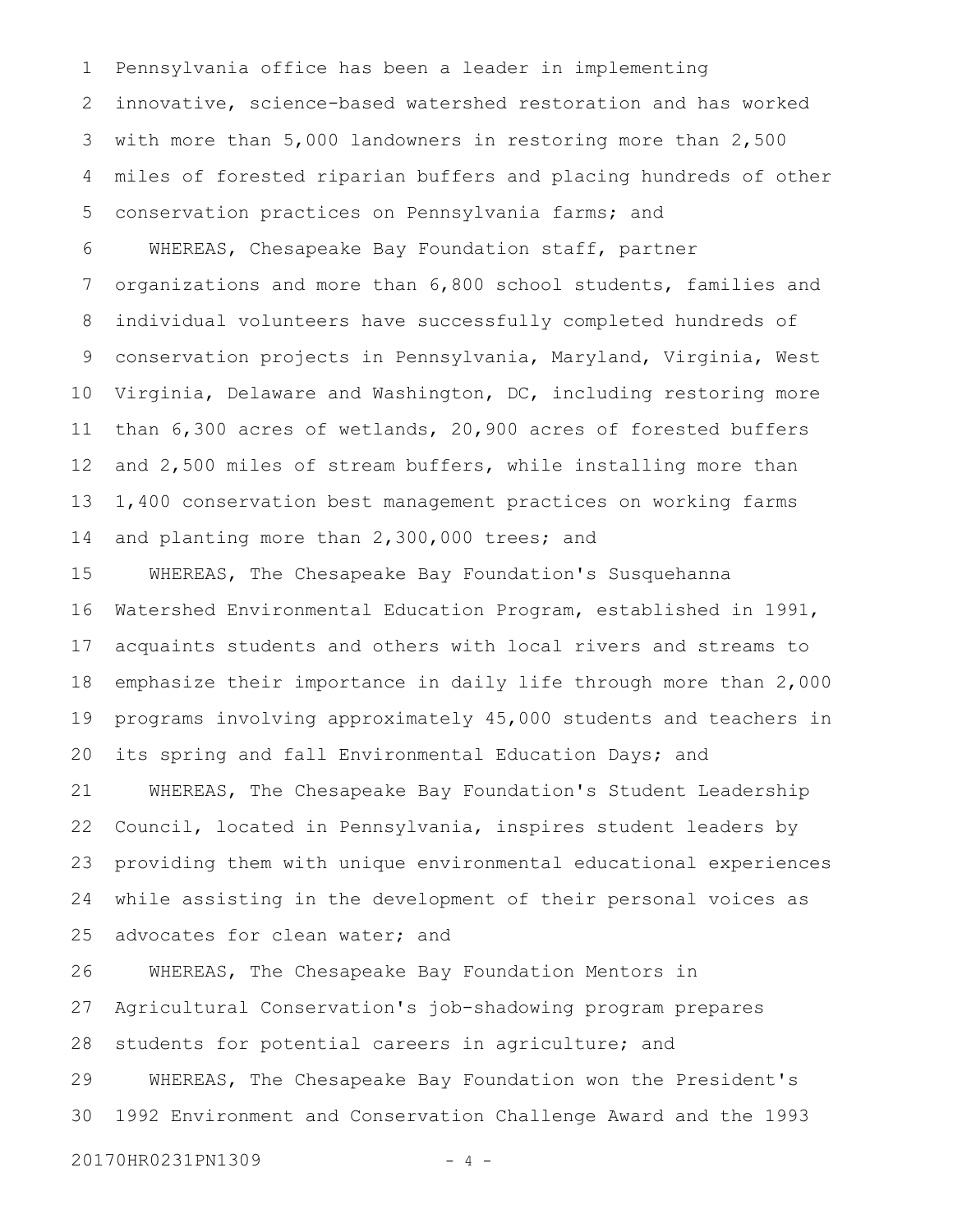Pennsylvania office has been a leader in implementing innovative, science-based watershed restoration and has worked with more than 5,000 landowners in restoring more than 2,500 miles of forested riparian buffers and placing hundreds of other conservation practices on Pennsylvania farms; and

WHEREAS, Chesapeake Bay Foundation staff, partner organizations and more than 6,800 school students, families and individual volunteers have successfully completed hundreds of conservation projects in Pennsylvania, Maryland, Virginia, West Virginia, Delaware and Washington, DC, including restoring more than 6,300 acres of wetlands, 20,900 acres of forested buffers and 2,500 miles of stream buffers, while installing more than 1,400 conservation best management practices on working farms and planting more than 2,300,000 trees; and

WHEREAS, The Chesapeake Bay Foundation's Susquehanna Watershed Environmental Education Program, established in 1991, acquaints students and others with local rivers and streams to emphasize their importance in daily life through more than 2,000 programs involving approximately 45,000 students and teachers in its spring and fall Environmental Education Days; and

WHEREAS, The Chesapeake Bay Foundation's Student Leadership Council, located in Pennsylvania, inspires student leaders by providing them with unique environmental educational experiences while assisting in the development of their personal voices as advocates for clean water; and

WHEREAS, The Chesapeake Bay Foundation Mentors in Agricultural Conservation's job-shadowing program prepares students for potential careers in agriculture; and

WHEREAS, The Chesapeake Bay Foundation won the President's 1992 Environment and Conservation Challenge Award and the 1993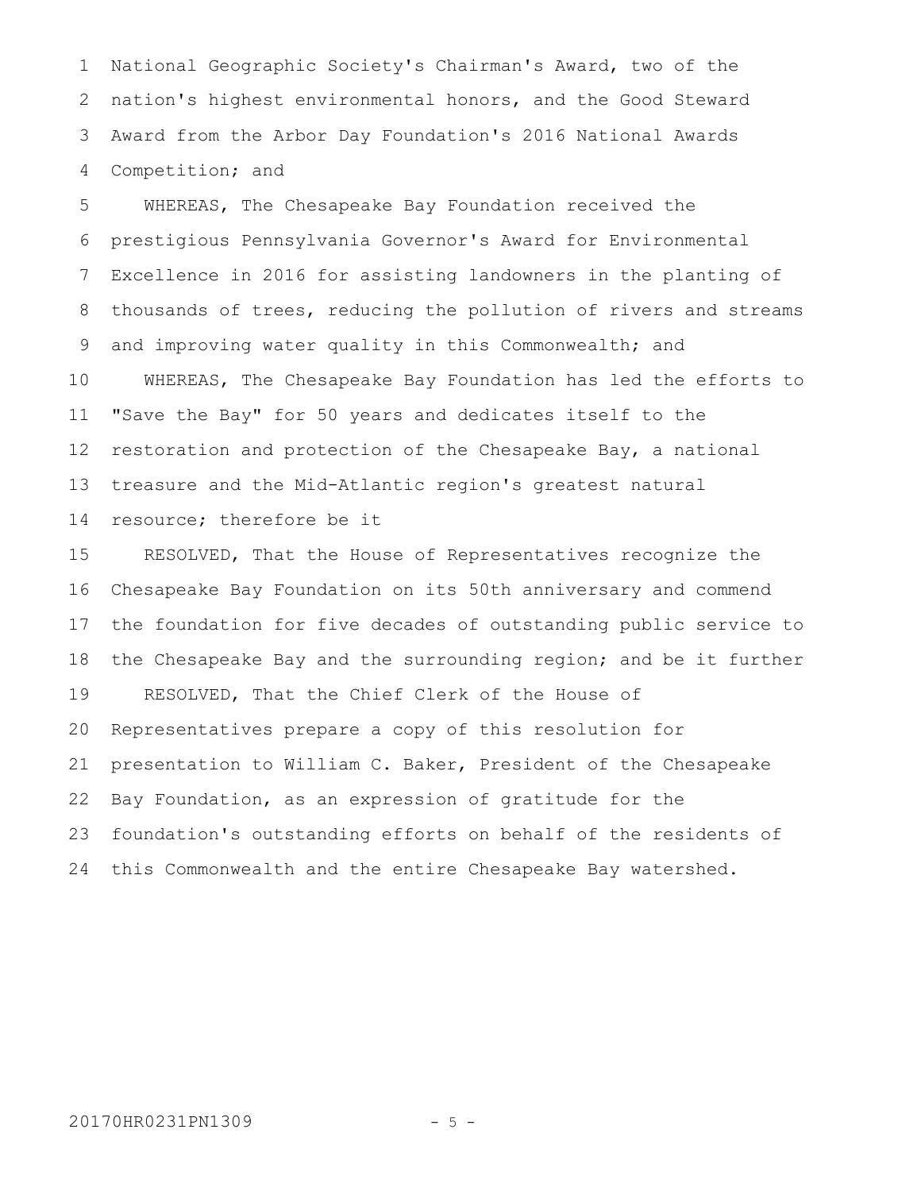National Geographic Society's Chairman's Award, two of the nation's highest environmental honors, and the Good Steward Award from the Arbor Day Foundation's 2016 National Awards Competition; and

WHEREAS, The Chesapeake Bay Foundation received the prestigious Pennsylvania Governor's Award for Environmental Excellence in 2016 for assisting landowners in the planting of thousands of trees, reducing the pollution of rivers and streams and improving water quality in this Commonwealth; and

WHEREAS, The Chesapeake Bay Foundation has led the efforts to "Save the Bay" for 50 years and dedicates itself to the restoration and protection of the Chesapeake Bay, a national treasure and the Mid-Atlantic region's greatest natural resource; therefore be it

RESOLVED, That the House of Representatives recognize the Chesapeake Bay Foundation on its 50th anniversary and commend the foundation for five decades of outstanding public service to the Chesapeake Bay and the surrounding region; and be it further

RESOLVED, That the Chief Clerk of the House of Representatives prepare a copy of this resolution for presentation to William C. Baker, President of the Chesapeake Bay Foundation, as an expression of gratitude for the foundation's outstanding efforts on behalf of the residents of this Commonwealth and the entire Chesapeake Bay watershed.